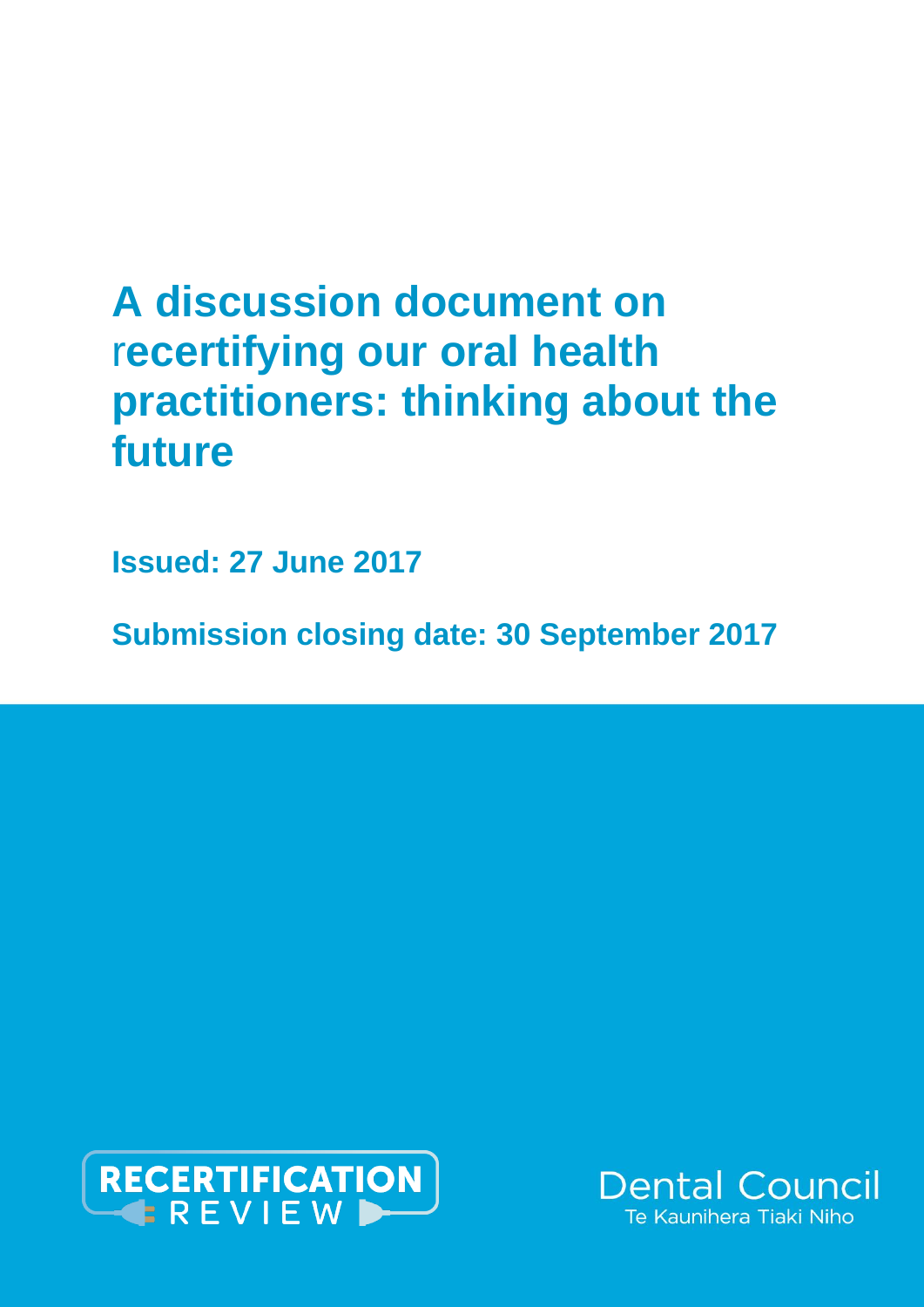# A discussion document on recertifying our oral health practitioners: thinking about the future

**Issued: 27 June 2017**

**Submission closing date: 30 September 2017**

RECERTIFICATION REVIEW

Dental Council
Te Kaunihera Tiaki Niho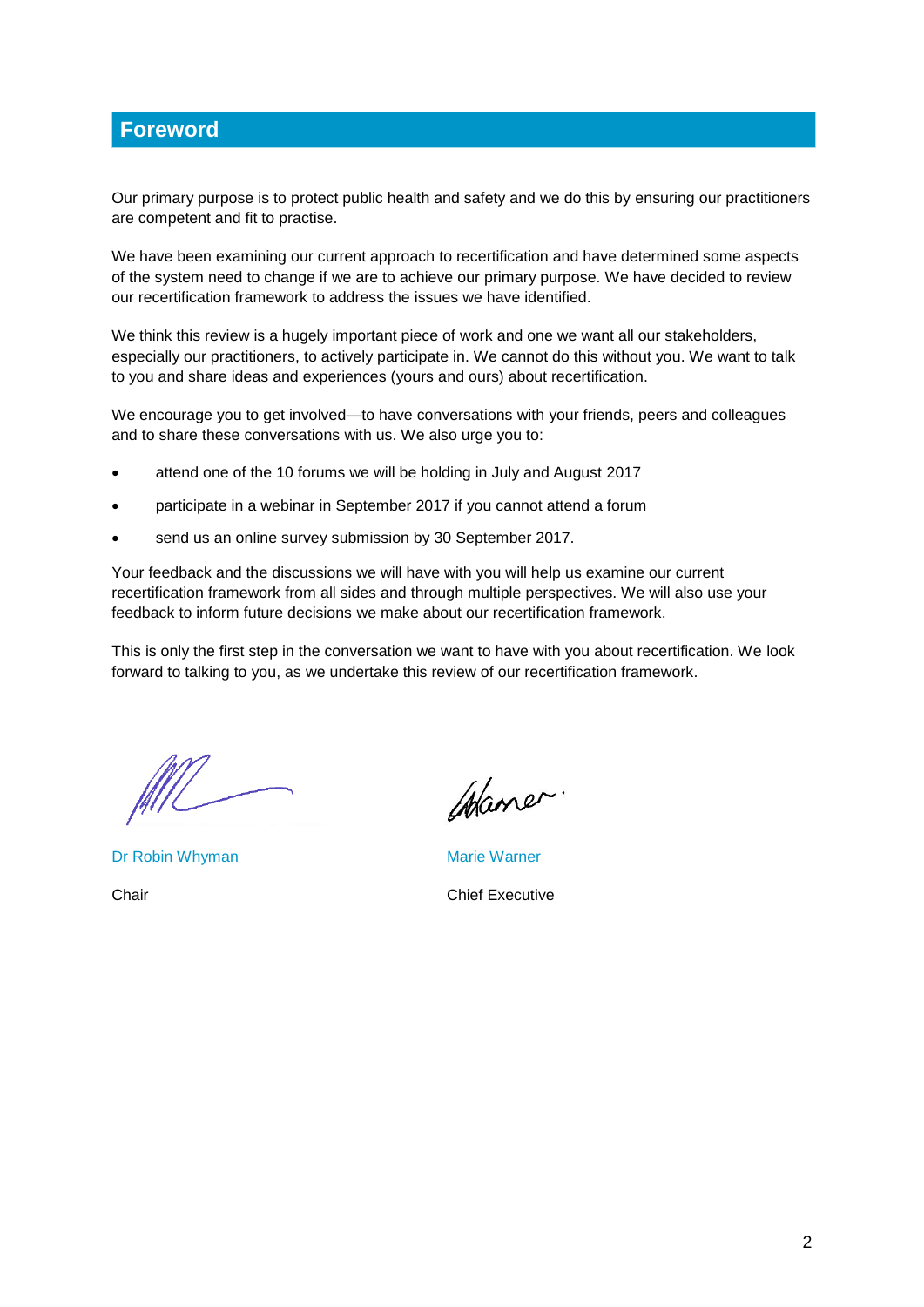## Foreword

Our primary purpose is to protect public health and safety and we do this by ensuring our practitioners are competent and fit to practise.

We have been examining our current approach to recertification and have determined some aspects of the system need to change if we are to achieve our primary purpose. We have decided to review our recertification framework to address the issues we have identified.

We think this review is a hugely important piece of work and one we want all our stakeholders, especially our practitioners, to actively participate in. We cannot do this without you. We want to talk to you and share ideas and experiences (yours and ours) about recertification.

We encourage you to get involved—to have conversations with your friends, peers and colleagues and to share these conversations with us. We also urge you to:

- attend one of the 10 forums we will be holding in July and August 2017
- participate in a webinar in September 2017 if you cannot attend a forum
- send us an online survey submission by 30 September 2017.

Your feedback and the discussions we will have with you will help us examine our current recertification framework from all sides and through multiple perspectives. We will also use your feedback to inform future decisions we make about our recertification framework.

This is only the first step in the conversation we want to have with you about recertification. We look forward to talking to you, as we undertake this review of our recertification framework.

| | |
|---|---|
| Dr Robin Whyman | Marie Warner |
| Chair | Chief Executive |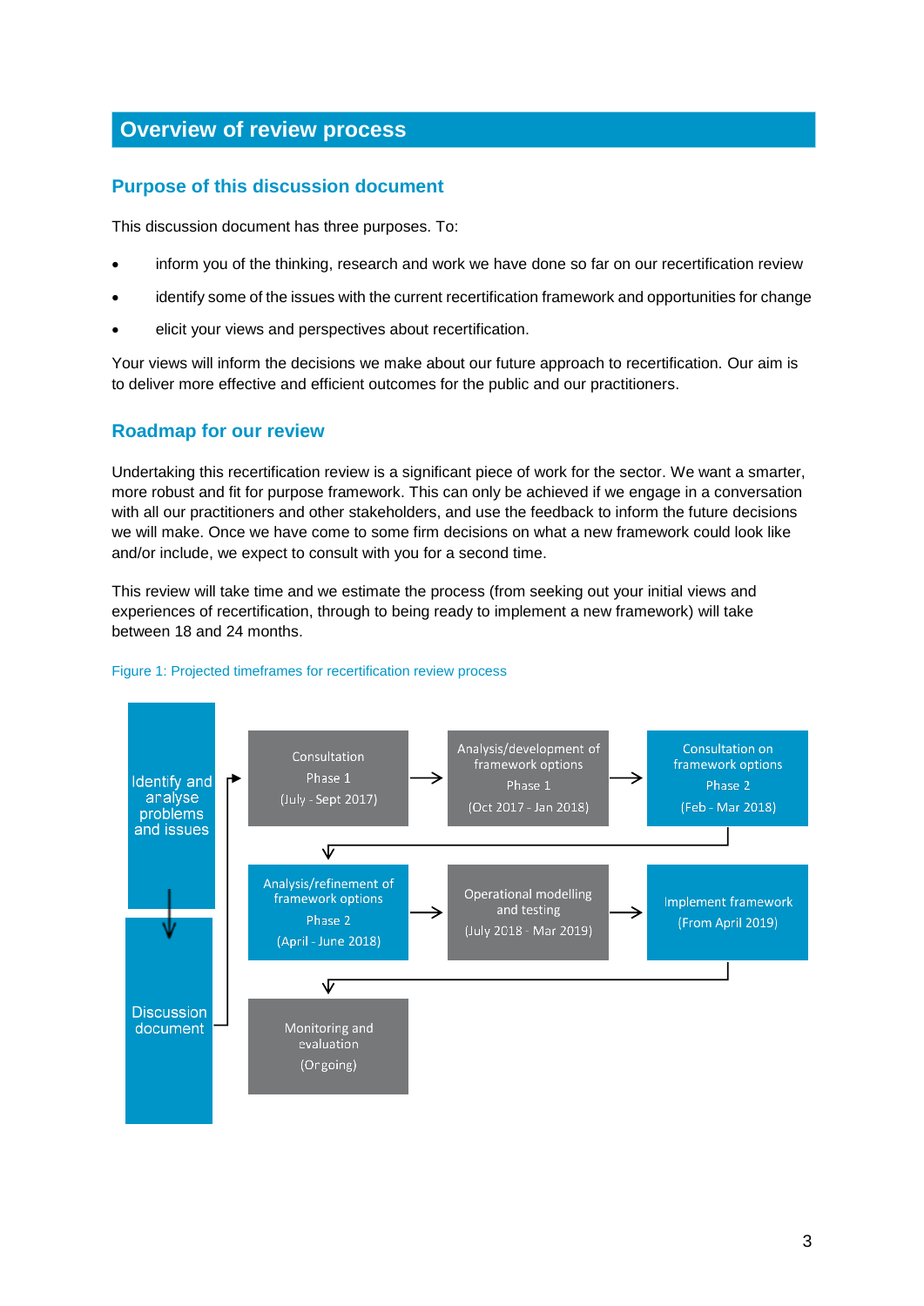# Overview of review process

## Purpose of this discussion document

This discussion document has three purposes. To:

- inform you of the thinking, research and work we have done so far on our recertification review
- identify some of the issues with the current recertification framework and opportunities for change
- elicit your views and perspectives about recertification.

Your views will inform the decisions we make about our future approach to recertification. Our aim is to deliver more effective and efficient outcomes for the public and our practitioners.

## Roadmap for our review

Undertaking this recertification review is a significant piece of work for the sector. We want a smarter, more robust and fit for purpose framework. This can only be achieved if we engage in a conversation with all our practitioners and other stakeholders, and use the feedback to inform the future decisions we will make. Once we have come to some firm decisions on what a new framework could look like and/or include, we expect to consult with you for a second time.

This review will take time and we estimate the process (from seeking out your initial views and experiences of recertification, through to being ready to implement a new framework) will take between 18 and 24 months.

Figure 1: Projected timeframes for recertification review process

Identify and analyse problems and issues → Discussion document → Consultation Phase 1 (July - Sept 2017) → Analysis/development of framework options Phase 1 (Oct 2017 - Jan 2018) → Consultation on framework options Phase 2 (Feb - Mar 2018) → Analysis/refinement of framework options Phase 2 (April - June 2018) → Operational modelling and testing (July 2018 - Mar 2019) → Implement framework (From April 2019) → Monitoring and evaluation (Ongoing)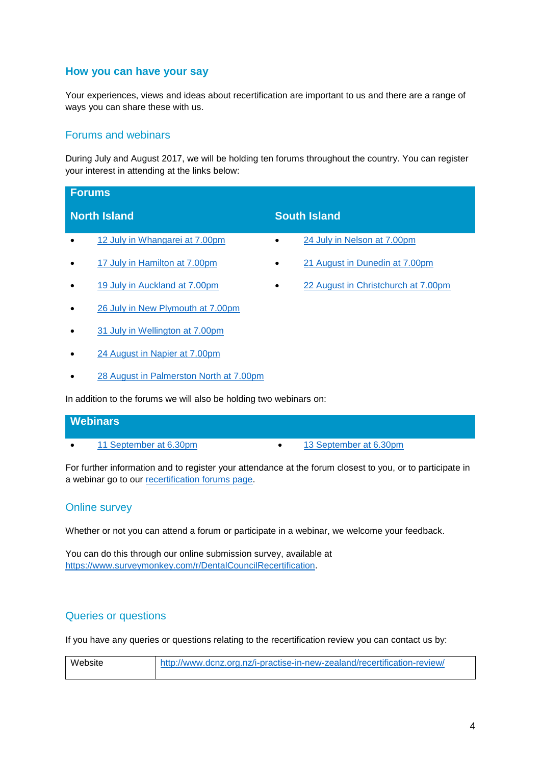## How you can have your say

Your experiences, views and ideas about recertification are important to us and there are a range of ways you can share these with us.

### Forums and webinars

During July and August 2017, we will be holding ten forums throughout the country. You can register your interest in attending at the links below:

| Forums | |
|---|---|
| **North Island** | **South Island** |
| • 12 July in Whangarei at 7.00pm | • 24 July in Nelson at 7.00pm |
| • 17 July in Hamilton at 7.00pm | • 21 August in Dunedin at 7.00pm |
| • 19 July in Auckland at 7.00pm | • 22 August in Christchurch at 7.00pm |
| • 26 July in New Plymouth at 7.00pm | |
| • 31 July in Wellington at 7.00pm | |
| • 24 August in Napier at 7.00pm | |
| • 28 August in Palmerston North at 7.00pm | |

In addition to the forums we will also be holding two webinars on:

| Webinars | |
|---|---|
| • 11 September at 6.30pm | • 13 September at 6.30pm |

For further information and to register your attendance at the forum closest to you, or to participate in a webinar go to our recertification forums page.

### Online survey

Whether or not you can attend a forum or participate in a webinar, we welcome your feedback.

You can do this through our online submission survey, available at https://www.surveymonkey.com/r/DentalCouncilRecertification.

### Queries or questions

If you have any queries or questions relating to the recertification review you can contact us by:

| | |
|---|---|
| Website | http://www.dcnz.org.nz/i-practise-in-new-zealand/recertification-review/ |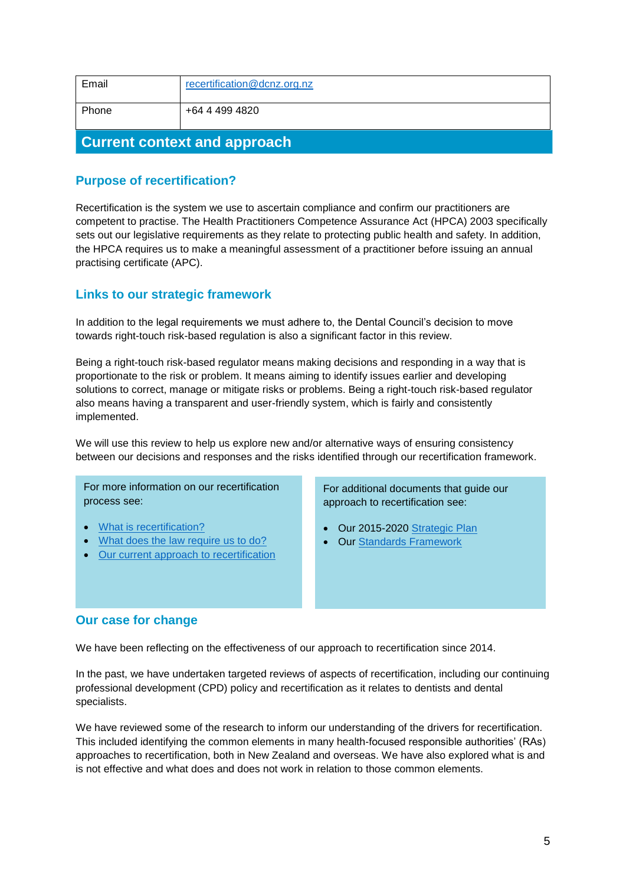| Email | recertification@dcnz.org.nz |
|---|---|
| Phone | +64 4 499 4820 |

## Current context and approach

### Purpose of recertification?

Recertification is the system we use to ascertain compliance and confirm our practitioners are competent to practise. The Health Practitioners Competence Assurance Act (HPCA) 2003 specifically sets out our legislative requirements as they relate to protecting public health and safety. In addition, the HPCA requires us to make a meaningful assessment of a practitioner before issuing an annual practising certificate (APC).

### Links to our strategic framework

In addition to the legal requirements we must adhere to, the Dental Council's decision to move towards right-touch risk-based regulation is also a significant factor in this review.

Being a right-touch risk-based regulator means making decisions and responding in a way that is proportionate to the risk or problem. It means aiming to identify issues earlier and developing solutions to correct, manage or mitigate risks or problems. Being a right-touch risk-based regulator also means having a transparent and user-friendly system, which is fairly and consistently implemented.

We will use this review to help us explore new and/or alternative ways of ensuring consistency between our decisions and responses and the risks identified through our recertification framework.

For more information on our recertification process see:

- What is recertification?
- What does the law require us to do?
- Our current approach to recertification

For additional documents that guide our approach to recertification see:

- Our 2015-2020 Strategic Plan
- Our Standards Framework

### Our case for change

We have been reflecting on the effectiveness of our approach to recertification since 2014.

In the past, we have undertaken targeted reviews of aspects of recertification, including our continuing professional development (CPD) policy and recertification as it relates to dentists and dental specialists.

We have reviewed some of the research to inform our understanding of the drivers for recertification. This included identifying the common elements in many health-focused responsible authorities' (RAs) approaches to recertification, both in New Zealand and overseas. We have also explored what is and is not effective and what does and does not work in relation to those common elements.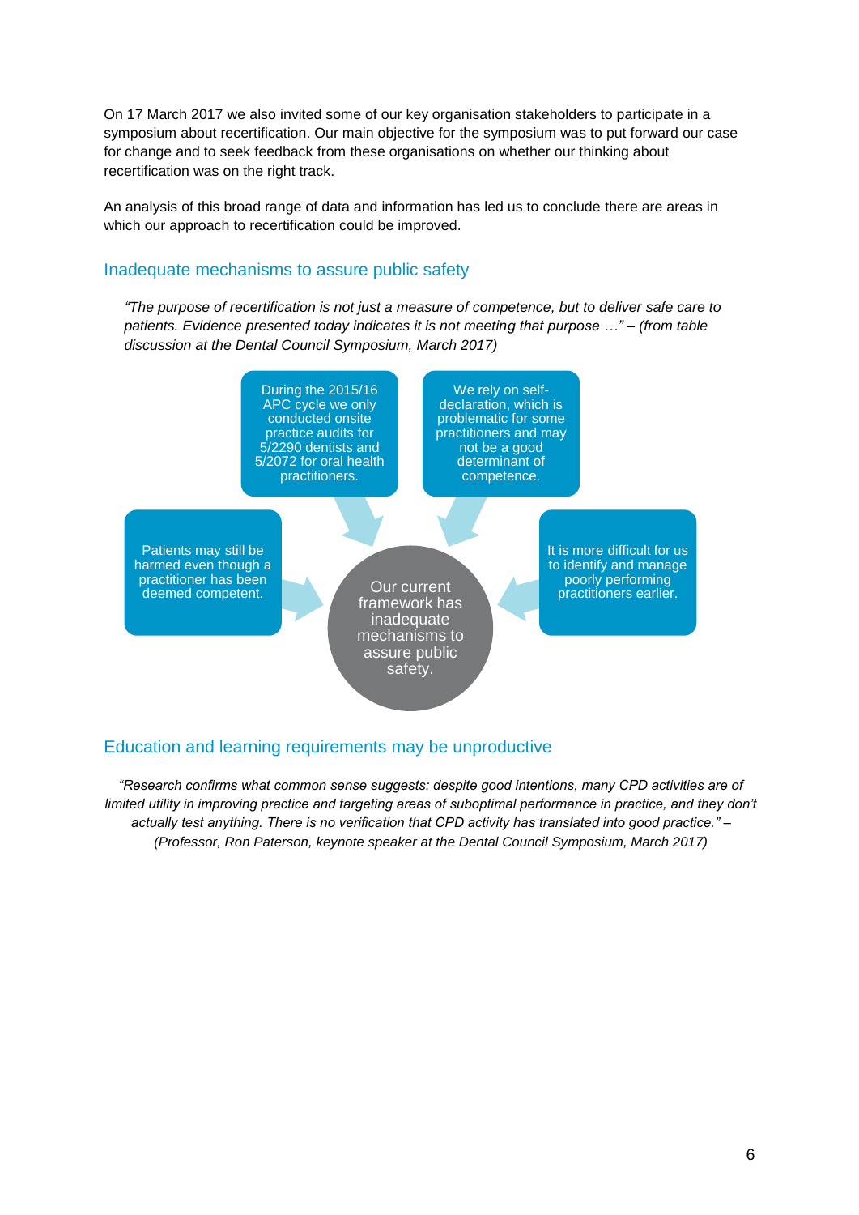On 17 March 2017 we also invited some of our key organisation stakeholders to participate in a symposium about recertification. Our main objective for the symposium was to put forward our case for change and to seek feedback from these organisations on whether our thinking about recertification was on the right track.

An analysis of this broad range of data and information has led us to conclude there are areas in which our approach to recertification could be improved.

## Inadequate mechanisms to assure public safety

> *"The purpose of recertification is not just a measure of competence, but to deliver safe care to patients. Evidence presented today indicates it is not meeting that purpose …" – (from table discussion at the Dental Council Symposium, March 2017)*

During the 2015/16 APC cycle we only conducted onsite practice audits for 5/2290 dentists and 5/2072 for oral health practitioners.

We rely on self-declaration, which is problematic for some practitioners and may not be a good determinant of competence.

Patients may still be harmed even though a practitioner has been deemed competent.

It is more difficult for us to identify and manage poorly performing practitioners earlier.

Our current framework has inadequate mechanisms to assure public safety.

## Education and learning requirements may be unproductive

> *"Research confirms what common sense suggests: despite good intentions, many CPD activities are of limited utility in improving practice and targeting areas of suboptimal performance in practice, and they don't actually test anything. There is no verification that CPD activity has translated into good practice." – (Professor, Ron Paterson, keynote speaker at the Dental Council Symposium, March 2017)*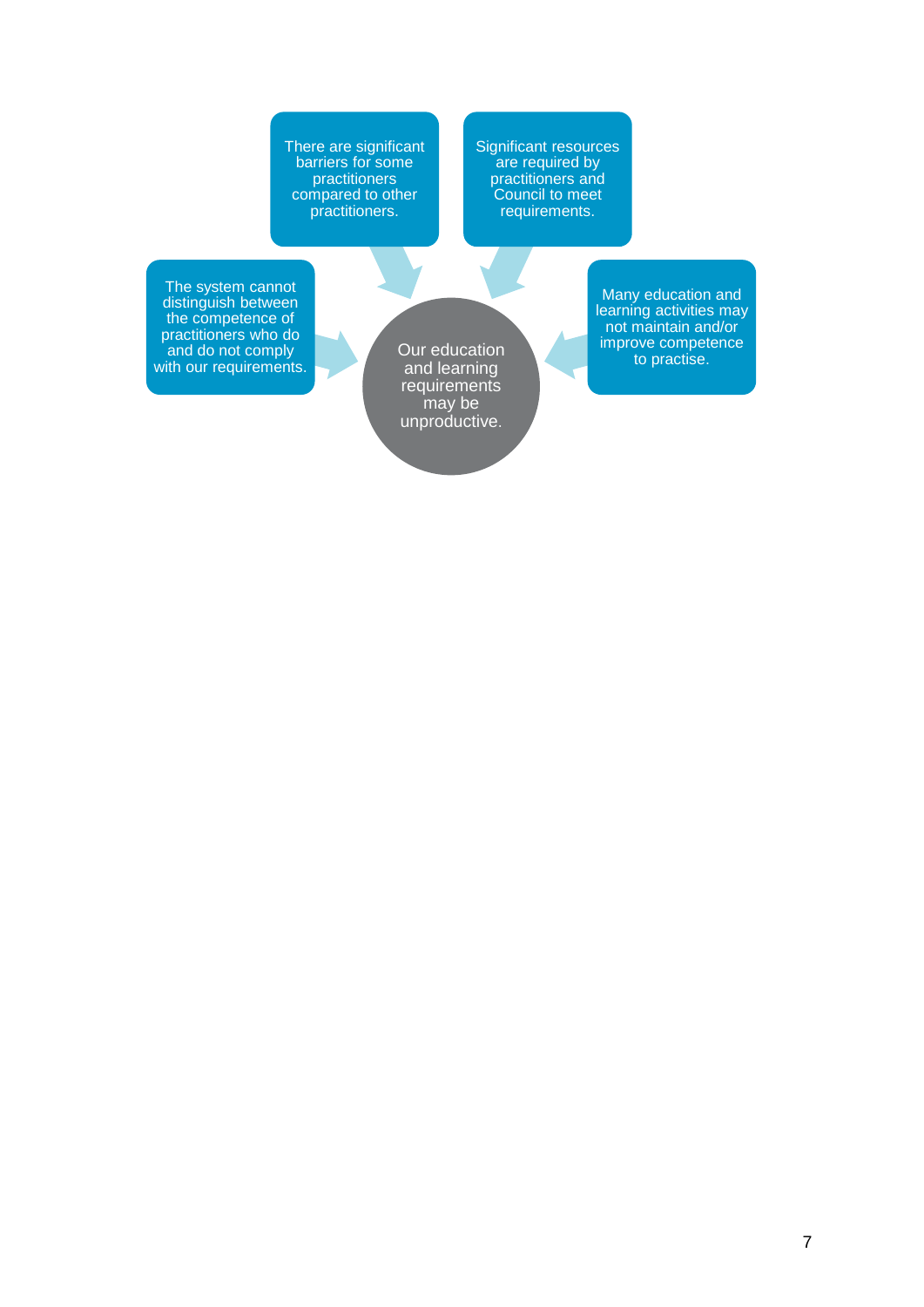There are significant barriers for some practitioners compared to other practitioners.

Significant resources are required by practitioners and Council to meet requirements.

The system cannot distinguish between the competence of practitioners who do and do not comply with our requirements.

Many education and learning activities may not maintain and/or improve competence to practise.

Our education and learning requirements may be unproductive.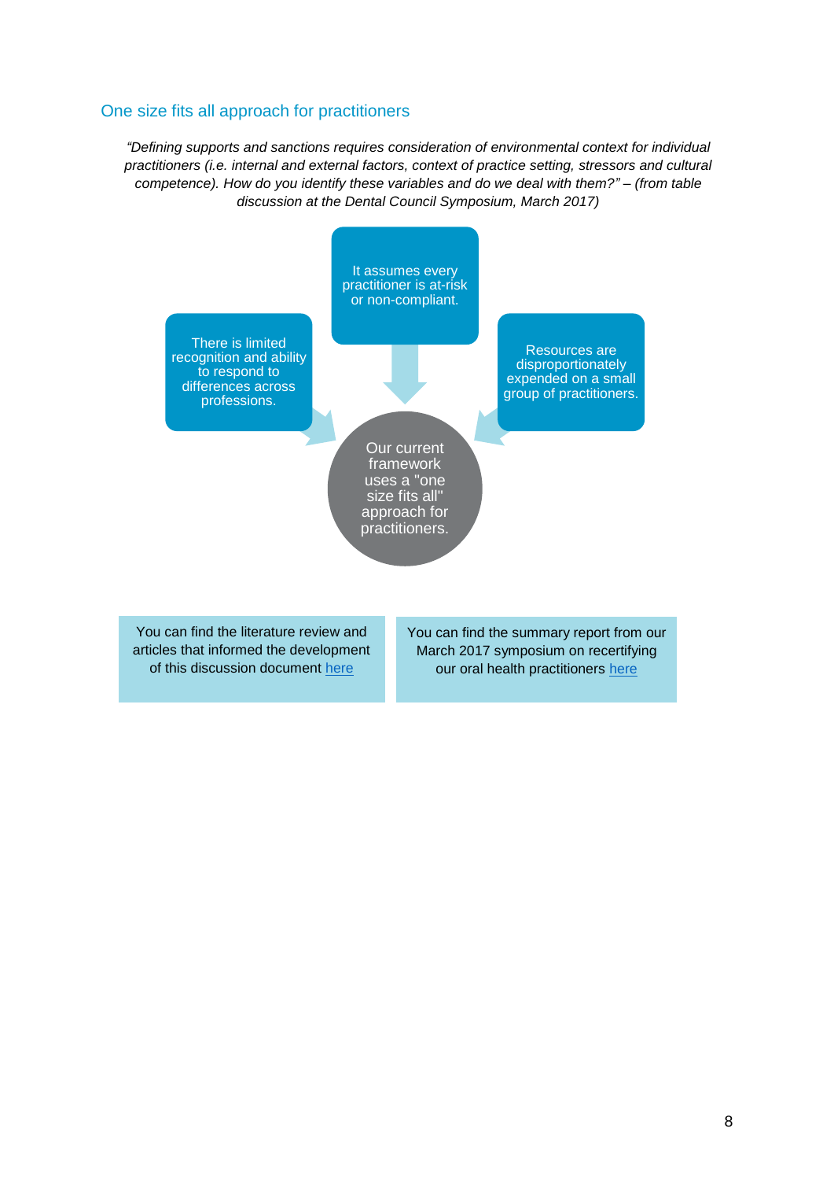## One size fits all approach for practitioners

*"Defining supports and sanctions requires consideration of environmental context for individual practitioners (i.e. internal and external factors, context of practice setting, stressors and cultural competence). How do you identify these variables and do we deal with them?" – (from table discussion at the Dental Council Symposium, March 2017)*

It assumes every practitioner is at-risk or non-compliant.

There is limited recognition and ability to respond to differences across professions.

Resources are disproportionately expended on a small group of practitioners.

Our current framework uses a "one size fits all" approach for practitioners.

You can find the literature review and articles that informed the development of this discussion document here

You can find the summary report from our March 2017 symposium on recertifying our oral health practitioners here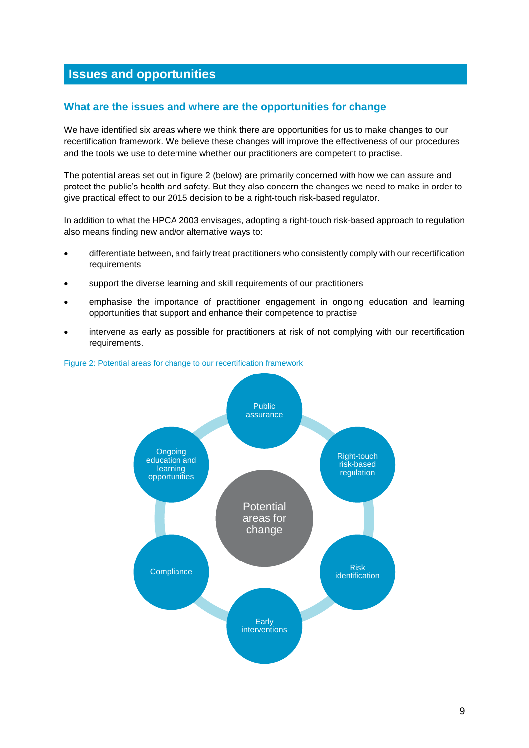# Issues and opportunities

## What are the issues and where are the opportunities for change

We have identified six areas where we think there are opportunities for us to make changes to our recertification framework. We believe these changes will improve the effectiveness of our procedures and the tools we use to determine whether our practitioners are competent to practise.

The potential areas set out in figure 2 (below) are primarily concerned with how we can assure and protect the public's health and safety. But they also concern the changes we need to make in order to give practical effect to our 2015 decision to be a right-touch risk-based regulator.

In addition to what the HPCA 2003 envisages, adopting a right-touch risk-based approach to regulation also means finding new and/or alternative ways to:

- differentiate between, and fairly treat practitioners who consistently comply with our recertification requirements
- support the diverse learning and skill requirements of our practitioners
- emphasise the importance of practitioner engagement in ongoing education and learning opportunities that support and enhance their competence to practise
- intervene as early as possible for practitioners at risk of not complying with our recertification requirements.

Figure 2: Potential areas for change to our recertification framework

Potential areas for change

- Public assurance
- Right-touch risk-based regulation
- Risk identification
- Early interventions
- Compliance
- Ongoing education and learning opportunities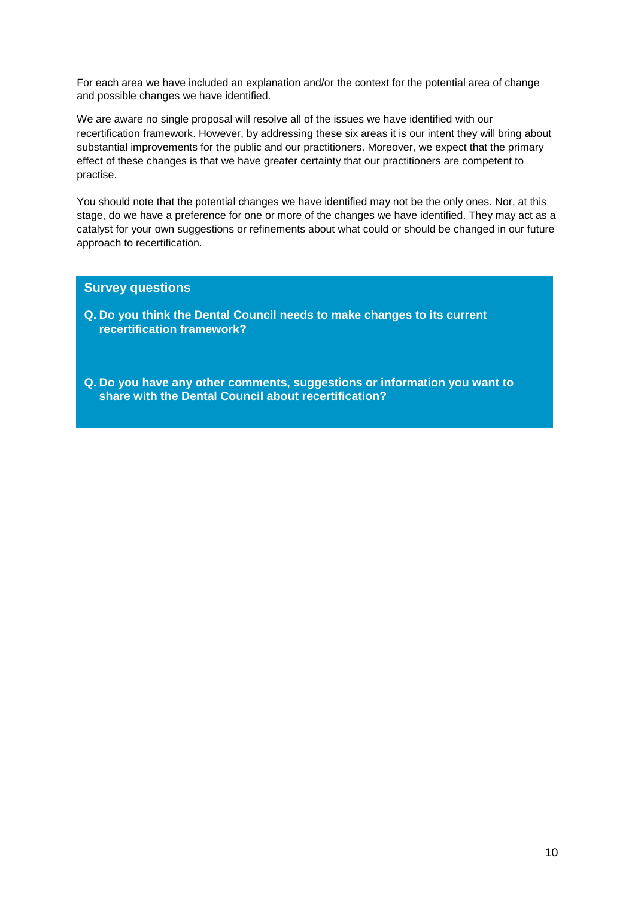For each area we have included an explanation and/or the context for the potential area of change and possible changes we have identified.

We are aware no single proposal will resolve all of the issues we have identified with our recertification framework. However, by addressing these six areas it is our intent they will bring about substantial improvements for the public and our practitioners. Moreover, we expect that the primary effect of these changes is that we have greater certainty that our practitioners are competent to practise.

You should note that the potential changes we have identified may not be the only ones. Nor, at this stage, do we have a preference for one or more of the changes we have identified. They may act as a catalyst for your own suggestions or refinements about what could or should be changed in our future approach to recertification.

### Survey questions

**Q. Do you think the Dental Council needs to make changes to its current recertification framework?**

**Q. Do you have any other comments, suggestions or information you want to share with the Dental Council about recertification?**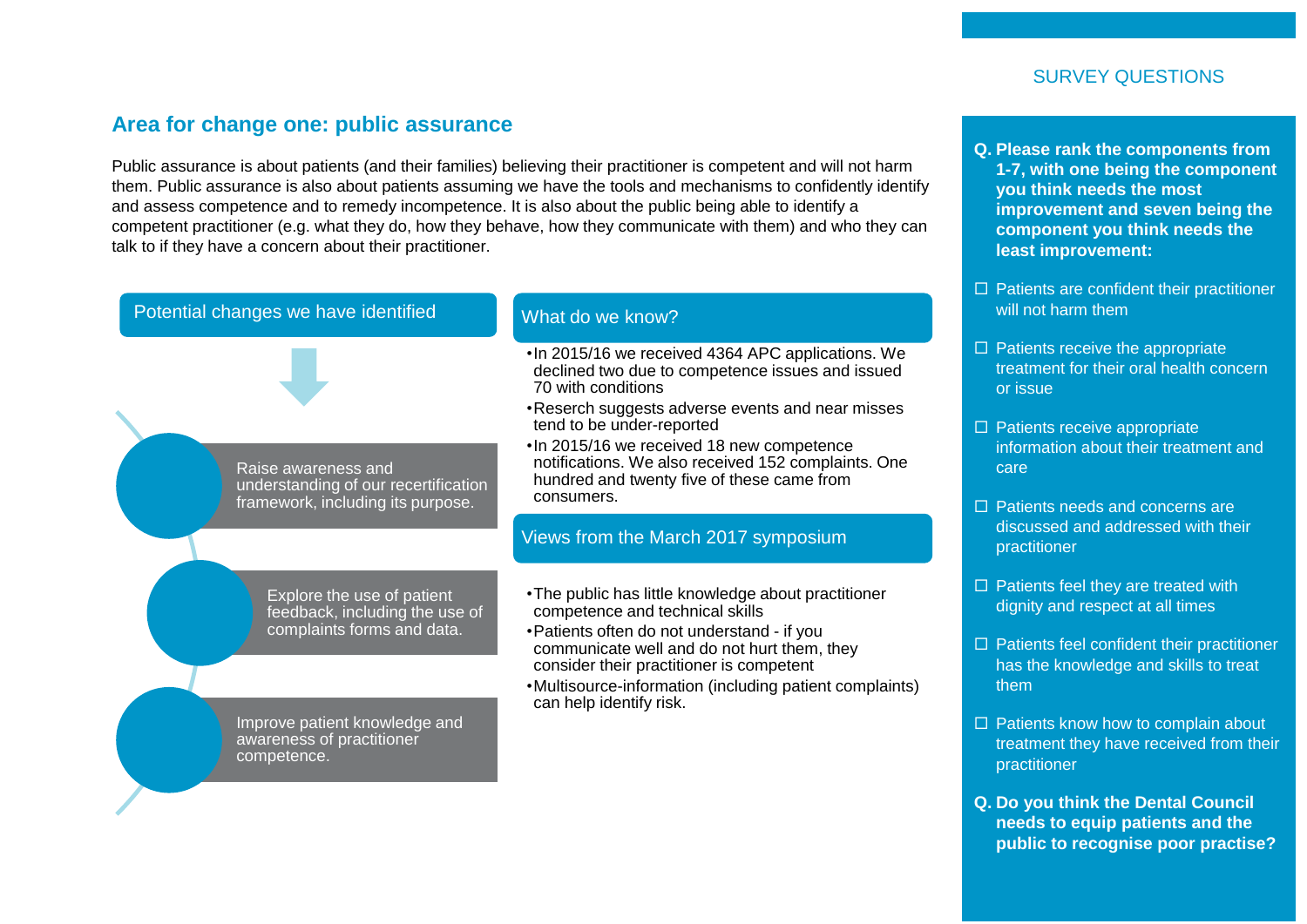## Area for change one: public assurance

Public assurance is about patients (and their families) believing their practitioner is competent and will not harm them. Public assurance is also about patients assuming we have the tools and mechanisms to confidently identify and assess competence and to remedy incompetence. It is also about the public being able to identify a competent practitioner (e.g. what they do, how they behave, how they communicate with them) and who they can talk to if they have a concern about their practitioner.

### Potential changes we have identified

- Raise awareness and understanding of our recertification framework, including its purpose.
- Explore the use of patient feedback, including the use of complaints forms and data.
- Improve patient knowledge and awareness of practitioner competence.

### What do we know?

- In 2015/16 we received 4364 APC applications. We declined two due to competence issues and issued 70 with conditions
- Resersch suggests adverse events and near misses tend to be under-reported
- In 2015/16 we received 18 new competence notifications. We also received 152 complaints. One hundred and twenty five of these came from consumers.

### Views from the March 2017 symposium

- The public has little knowledge about practitioner competence and technical skills
- Patients often do not understand - if you communicate well and do not hurt them, they consider their practitioner is competent
- Multisource-information (including patient complaints) can help identify risk.

### SURVEY QUESTIONS

**Q. Please rank the components from 1-7, with one being the component you think needs the most improvement and seven being the component you think needs the least improvement:**

- ☐ Patients are confident their practitioner will not harm them
- ☐ Patients receive the appropriate treatment for their oral health concern or issue
- ☐ Patients receive appropriate information about their treatment and care
- ☐ Patients needs and concerns are discussed and addressed with their practitioner
- ☐ Patients feel they are treated with dignity and respect at all times
- ☐ Patients feel confident their practitioner has the knowledge and skills to treat them
- ☐ Patients know how to complain about treatment they have received from their practitioner

**Q. Do you think the Dental Council needs to equip patients and the public to recognise poor practise?**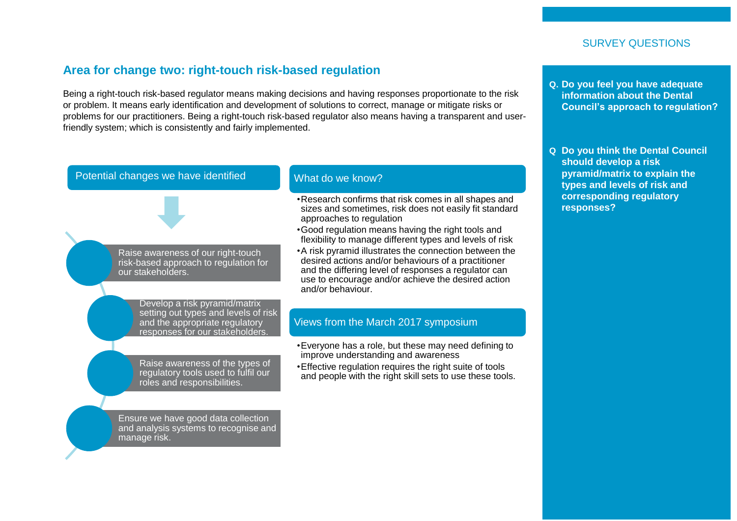## Area for change two: right-touch risk-based regulation

Being a right-touch risk-based regulator means making decisions and having responses proportionate to the risk or problem. It means early identification and development of solutions to correct, manage or mitigate risks or problems for our practitioners. Being a right-touch risk-based regulator also means having a transparent and user-friendly system; which is consistently and fairly implemented.

### Potential changes we have identified

- Raise awareness of our right-touch risk-based approach to regulation for our stakeholders.
- Develop a risk pyramid/matrix setting out types and levels of risk and the appropriate regulatory responses for our stakeholders.
- Raise awareness of the types of regulatory tools used to fulfil our roles and responsibilities.
- Ensure we have good data collection and analysis systems to recognise and manage risk.

### What do we know?

- Research confirms that risk comes in all shapes and sizes and sometimes, risk does not easily fit standard approaches to regulation
- Good regulation means having the right tools and flexibility to manage different types and levels of risk
- A risk pyramid illustrates the connection between the desired actions and/or behaviours of a practitioner and the differing level of responses a regulator can use to encourage and/or achieve the desired action and/or behaviour.

### Views from the March 2017 symposium

- Everyone has a role, but these may need defining to improve understanding and awareness
- Effective regulation requires the right suite of tools and people with the right skill sets to use these tools.

### SURVEY QUESTIONS

**Q. Do you feel you have adequate information about the Dental Council's approach to regulation?**

**Q Do you think the Dental Council should develop a risk pyramid/matrix to explain the types and levels of risk and corresponding regulatory responses?**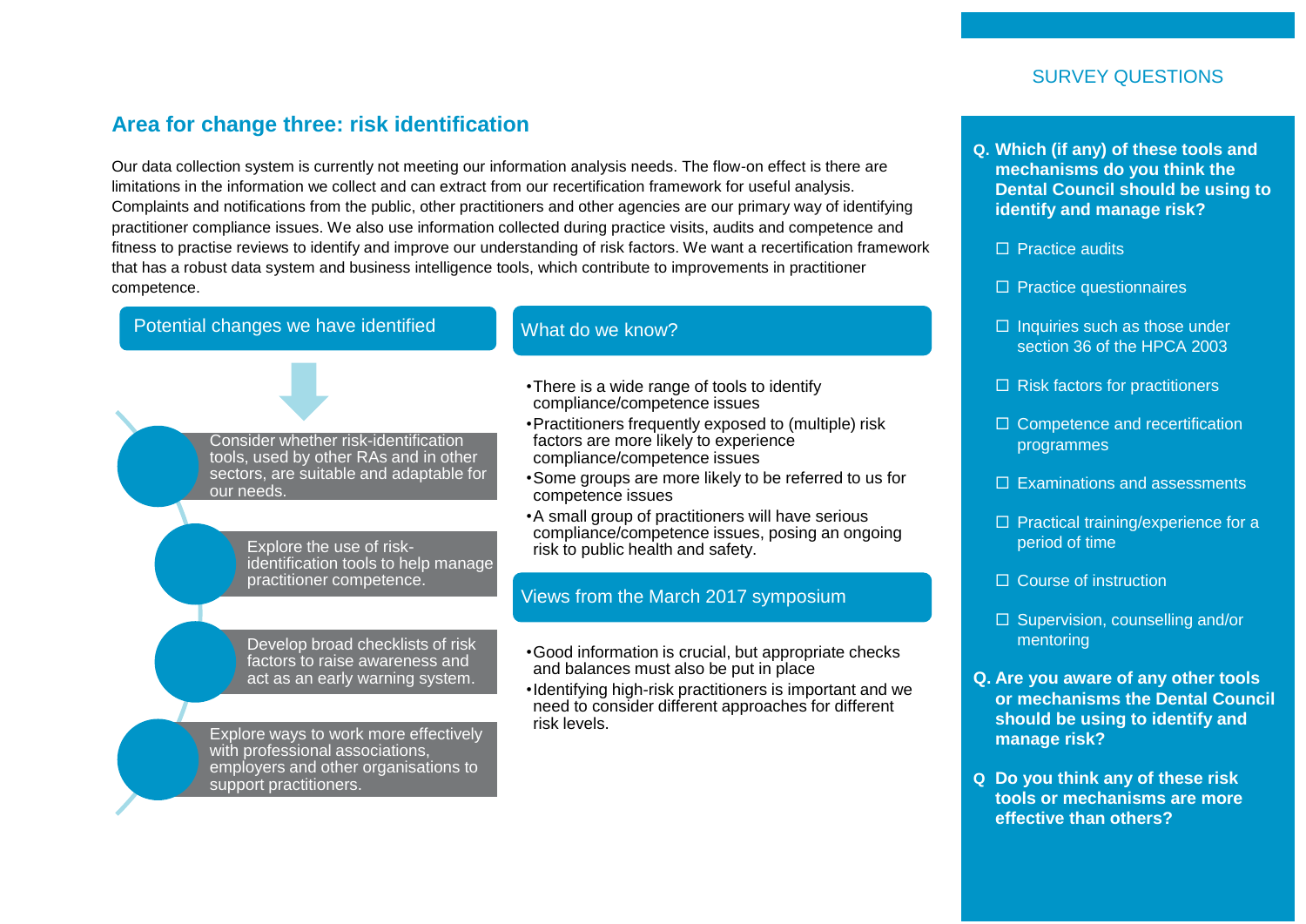## Area for change three: risk identification

Our data collection system is currently not meeting our information analysis needs. The flow-on effect is there are limitations in the information we collect and can extract from our recertification framework for useful analysis. Complaints and notifications from the public, other practitioners and other agencies are our primary way of identifying practitioner compliance issues. We also use information collected during practice visits, audits and competence and fitness to practise reviews to identify and improve our understanding of risk factors. We want a recertification framework that has a robust data system and business intelligence tools, which contribute to improvements in practitioner competence.

### Potential changes we have identified

- Consider whether risk-identification tools, used by other RAs and in other sectors, are suitable and adaptable for our needs.
- Explore the use of risk-identification tools to help manage practitioner competence.
- Develop broad checklists of risk factors to raise awareness and act as an early warning system.
- Explore ways to work more effectively with professional associations, employers and other organisations to support practitioners.

### What do we know?

- There is a wide range of tools to identify compliance/competence issues
- Practitioners frequently exposed to (multiple) risk factors are more likely to experience compliance/competence issues
- Some groups are more likely to be referred to us for competence issues
- A small group of practitioners will have serious compliance/competence issues, posing an ongoing risk to public health and safety.

### Views from the March 2017 symposium

- Good information is crucial, but appropriate checks and balances must also be put in place
- Identifying high-risk practitioners is important and we need to consider different approaches for different risk levels.

### SURVEY QUESTIONS

**Q. Which (if any) of these tools and mechanisms do you think the Dental Council should be using to identify and manage risk?**

- ☐ Practice audits
- ☐ Practice questionnaires
- ☐ Inquiries such as those under section 36 of the HPCA 2003
- ☐ Risk factors for practitioners
- ☐ Competence and recertification programmes
- ☐ Examinations and assessments
- ☐ Practical training/experience for a period of time
- ☐ Course of instruction
- ☐ Supervision, counselling and/or mentoring

**Q. Are you aware of any other tools or mechanisms the Dental Council should be using to identify and manage risk?**

**Q Do you think any of these risk tools or mechanisms are more effective than others?**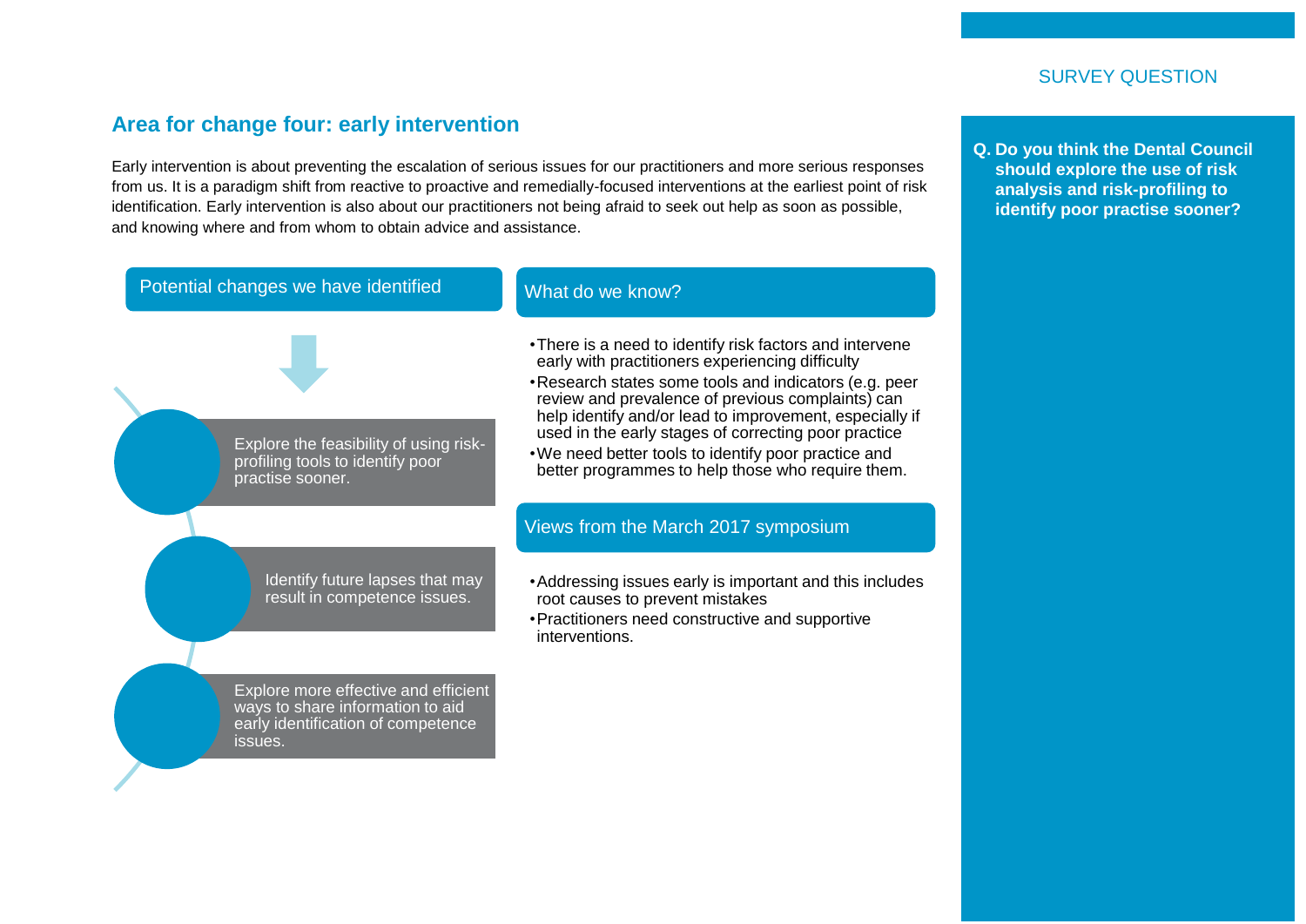## Area for change four: early intervention

Early intervention is about preventing the escalation of serious issues for our practitioners and more serious responses from us. It is a paradigm shift from reactive to proactive and remedially-focused interventions at the earliest point of risk identification. Early intervention is also about our practitioners not being afraid to seek out help as soon as possible, and knowing where and from whom to obtain advice and assistance.

### Potential changes we have identified

- Explore the feasibility of using risk-profiling tools to identify poor practise sooner.
- Identify future lapses that may result in competence issues.
- Explore more effective and efficient ways to share information to aid early identification of competence issues.

### What do we know?

- There is a need to identify risk factors and intervene early with practitioners experiencing difficulty
- Research states some tools and indicators (e.g. peer review and prevalence of previous complaints) can help identify and/or lead to improvement, especially if used in the early stages of correcting poor practice
- We need better tools to identify poor practice and better programmes to help those who require them.

### Views from the March 2017 symposium

- Addressing issues early is important and this includes root causes to prevent mistakes
- Practitioners need constructive and supportive interventions.

### SURVEY QUESTION

**Q. Do you think the Dental Council should explore the use of risk analysis and risk-profiling to identify poor practise sooner?**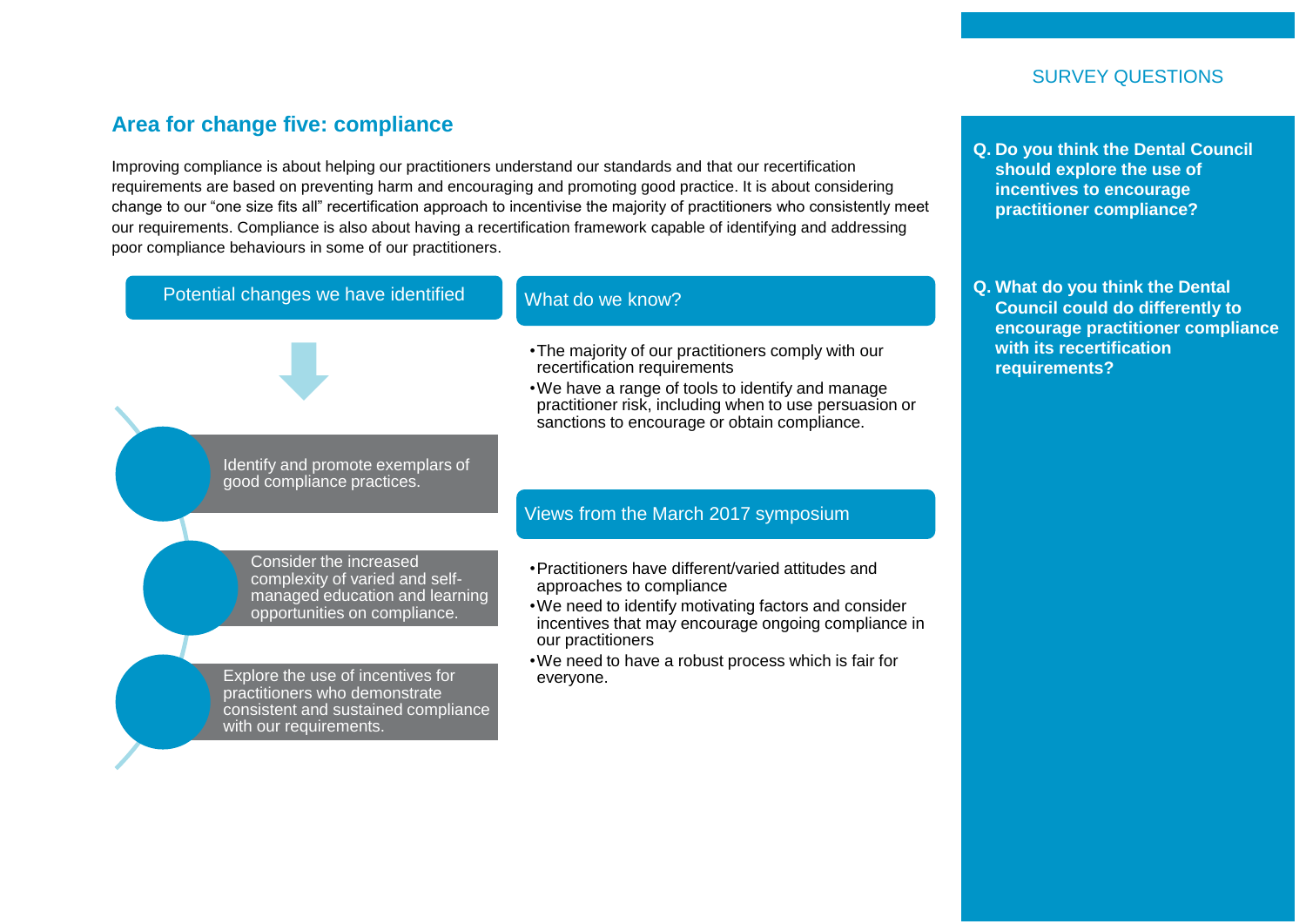## Area for change five: compliance

Improving compliance is about helping our practitioners understand our standards and that our recertification requirements are based on preventing harm and encouraging and promoting good practice. It is about considering change to our “one size fits all” recertification approach to incentivise the majority of practitioners who consistently meet our requirements. Compliance is also about having a recertification framework capable of identifying and addressing poor compliance behaviours in some of our practitioners.

### Potential changes we have identified

- Identify and promote exemplars of good compliance practices.
- Consider the increased complexity of varied and self-managed education and learning opportunities on compliance.
- Explore the use of incentives for practitioners who demonstrate consistent and sustained compliance with our requirements.

### What do we know?

- The majority of our practitioners comply with our recertification requirements
- We have a range of tools to identify and manage practitioner risk, including when to use persuasion or sanctions to encourage or obtain compliance.

### Views from the March 2017 symposium

- Practitioners have different/varied attitudes and approaches to compliance
- We need to identify motivating factors and consider incentives that may encourage ongoing compliance in our practitioners
- We need to have a robust process which is fair for everyone.

### SURVEY QUESTIONS

**Q. Do you think the Dental Council should explore the use of incentives to encourage practitioner compliance?**

**Q. What do you think the Dental Council could do differently to encourage practitioner compliance with its recertification requirements?**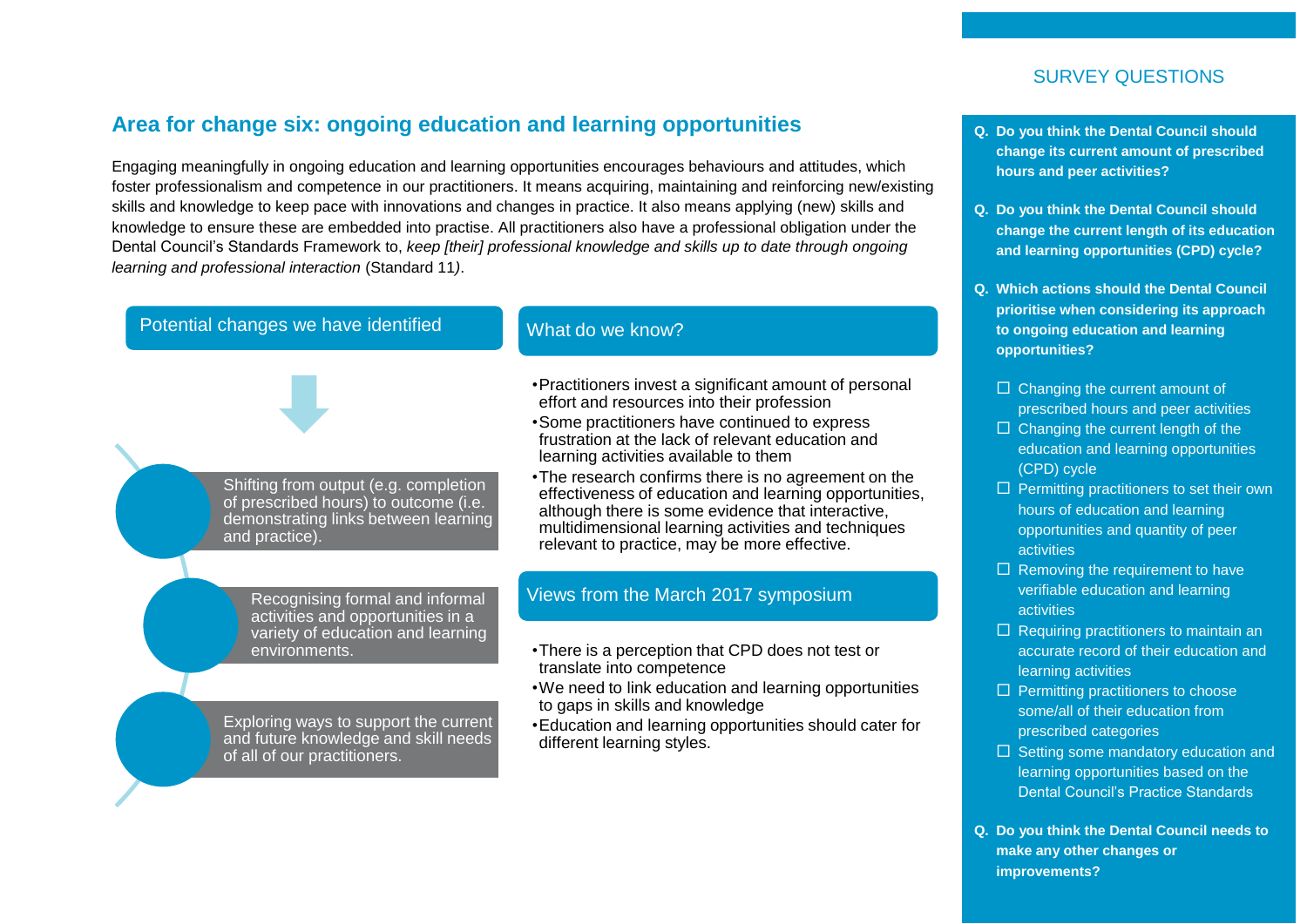## Area for change six: ongoing education and learning opportunities

Engaging meaningfully in ongoing education and learning opportunities encourages behaviours and attitudes, which foster professionalism and competence in our practitioners. It means acquiring, maintaining and reinforcing new/existing skills and knowledge to keep pace with innovations and changes in practice. It also means applying (new) skills and knowledge to ensure these are embedded into practise. All practitioners also have a professional obligation under the Dental Council's Standards Framework to, *keep [their] professional knowledge and skills up to date through ongoing learning and professional interaction* (Standard 11).

### Potential changes we have identified

- Shifting from output (e.g. completion of prescribed hours) to outcome (i.e. demonstrating links between learning and practice).
- Recognising formal and informal activities and opportunities in a variety of education and learning environments.
- Exploring ways to support the current and future knowledge and skill needs of all of our practitioners.

### What do we know?

- Practitioners invest a significant amount of personal effort and resources into their profession
- Some practitioners have continued to express frustration at the lack of relevant education and learning activities available to them
- The research confirms there is no agreement on the effectiveness of education and learning opportunities, although there is some evidence that interactive, multidimensional learning activities and techniques relevant to practice, may be more effective.

### Views from the March 2017 symposium

- There is a perception that CPD does not test or translate into competence
- We need to link education and learning opportunities to gaps in skills and knowledge
- Education and learning opportunities should cater for different learning styles.

### SURVEY QUESTIONS

**Q. Do you think the Dental Council should change its current amount of prescribed hours and peer activities?**

**Q. Do you think the Dental Council should change the current length of its education and learning opportunities (CPD) cycle?**

**Q. Which actions should the Dental Council prioritise when considering its approach to ongoing education and learning opportunities?**

- ☐ Changing the current amount of prescribed hours and peer activities
- ☐ Changing the current length of the education and learning opportunities (CPD) cycle
- ☐ Permitting practitioners to set their own hours of education and learning opportunities and quantity of peer activities
- ☐ Removing the requirement to have verifiable education and learning activities
- ☐ Requiring practitioners to maintain an accurate record of their education and learning activities
- ☐ Permitting practitioners to choose some/all of their education from prescribed categories
- ☐ Setting some mandatory education and learning opportunities based on the Dental Council's Practice Standards

**Q. Do you think the Dental Council needs to make any other changes or improvements?**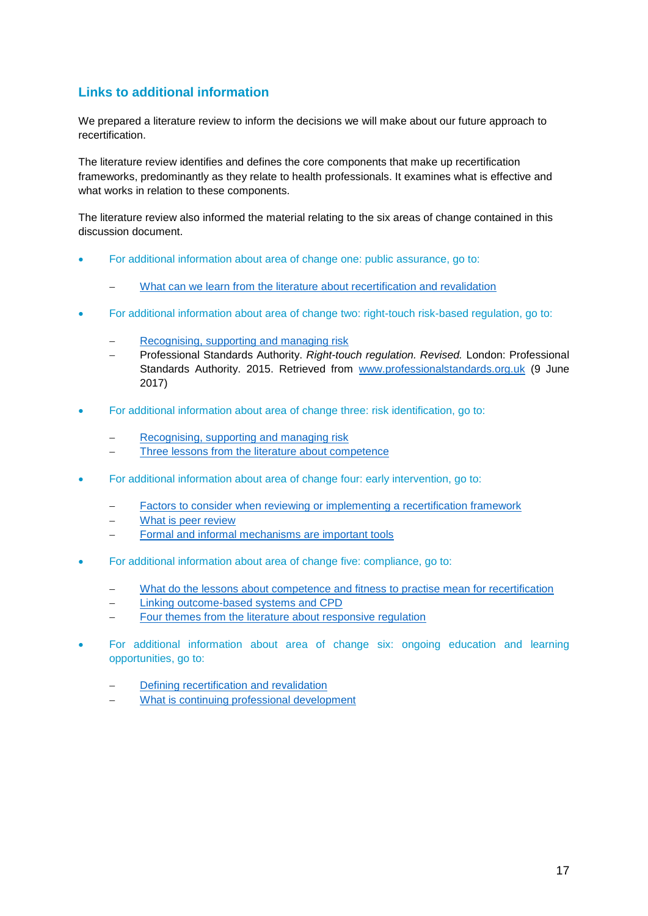## Links to additional information

We prepared a literature review to inform the decisions we will make about our future approach to recertification.

The literature review identifies and defines the core components that make up recertification frameworks, predominantly as they relate to health professionals. It examines what is effective and what works in relation to these components.

The literature review also informed the material relating to the six areas of change contained in this discussion document.

- For additional information about area of change one: public assurance, go to:
  - What can we learn from the literature about recertification and revalidation
- For additional information about area of change two: right-touch risk-based regulation, go to:
  - Recognising, supporting and managing risk
  - Professional Standards Authority. *Right-touch regulation. Revised.* London: Professional Standards Authority. 2015. Retrieved from www.professionalstandards.org.uk (9 June 2017)
- For additional information about area of change three: risk identification, go to:
  - Recognising, supporting and managing risk
  - Three lessons from the literature about competence
- For additional information about area of change four: early intervention, go to:
  - Factors to consider when reviewing or implementing a recertification framework
  - What is peer review
  - Formal and informal mechanisms are important tools
- For additional information about area of change five: compliance, go to:
  - What do the lessons about competence and fitness to practise mean for recertification
  - Linking outcome-based systems and CPD
  - Four themes from the literature about responsive regulation
- For additional information about area of change six: ongoing education and learning opportunities, go to:
  - Defining recertification and revalidation
  - What is continuing professional development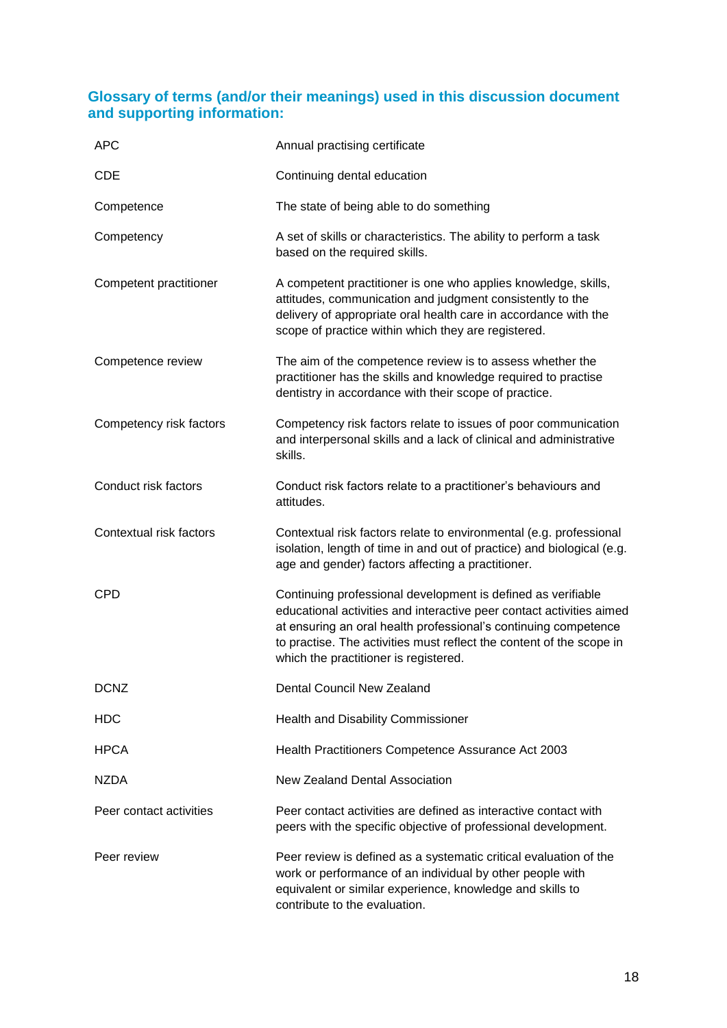## Glossary of terms (and/or their meanings) used in this discussion document and supporting information:

| Term | Meaning |
|---|---|
| APC | Annual practising certificate |
| CDE | Continuing dental education |
| Competence | The state of being able to do something |
| Competency | A set of skills or characteristics. The ability to perform a task based on the required skills. |
| Competent practitioner | A competent practitioner is one who applies knowledge, skills, attitudes, communication and judgment consistently to the delivery of appropriate oral health care in accordance with the scope of practice within which they are registered. |
| Competence review | The aim of the competence review is to assess whether the practitioner has the skills and knowledge required to practise dentistry in accordance with their scope of practice. |
| Competency risk factors | Competency risk factors relate to issues of poor communication and interpersonal skills and a lack of clinical and administrative skills. |
| Conduct risk factors | Conduct risk factors relate to a practitioner's behaviours and attitudes. |
| Contextual risk factors | Contextual risk factors relate to environmental (e.g. professional isolation, length of time in and out of practice) and biological (e.g. age and gender) factors affecting a practitioner. |
| CPD | Continuing professional development is defined as verifiable educational activities and interactive peer contact activities aimed at ensuring an oral health professional's continuing competence to practise. The activities must reflect the content of the scope in which the practitioner is registered. |
| DCNZ | Dental Council New Zealand |
| HDC | Health and Disability Commissioner |
| HPCA | Health Practitioners Competence Assurance Act 2003 |
| NZDA | New Zealand Dental Association |
| Peer contact activities | Peer contact activities are defined as interactive contact with peers with the specific objective of professional development. |
| Peer review | Peer review is defined as a systematic critical evaluation of the work or performance of an individual by other people with equivalent or similar experience, knowledge and skills to contribute to the evaluation. |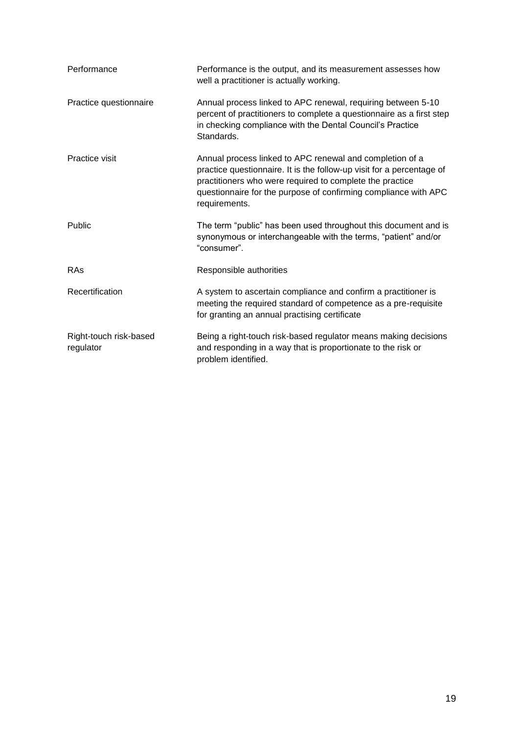| | |
|---|---|
| Performance | Performance is the output, and its measurement assesses how well a practitioner is actually working. |
| Practice questionnaire | Annual process linked to APC renewal, requiring between 5-10 percent of practitioners to complete a questionnaire as a first step in checking compliance with the Dental Council's Practice Standards. |
| Practice visit | Annual process linked to APC renewal and completion of a practice questionnaire. It is the follow-up visit for a percentage of practitioners who were required to complete the practice questionnaire for the purpose of confirming compliance with APC requirements. |
| Public | The term "public" has been used throughout this document and is synonymous or interchangeable with the terms, "patient" and/or "consumer". |
| RAs | Responsible authorities |
| Recertification | A system to ascertain compliance and confirm a practitioner is meeting the required standard of competence as a pre-requisite for granting an annual practising certificate |
| Right-touch risk-based regulator | Being a right-touch risk-based regulator means making decisions and responding in a way that is proportionate to the risk or problem identified. |